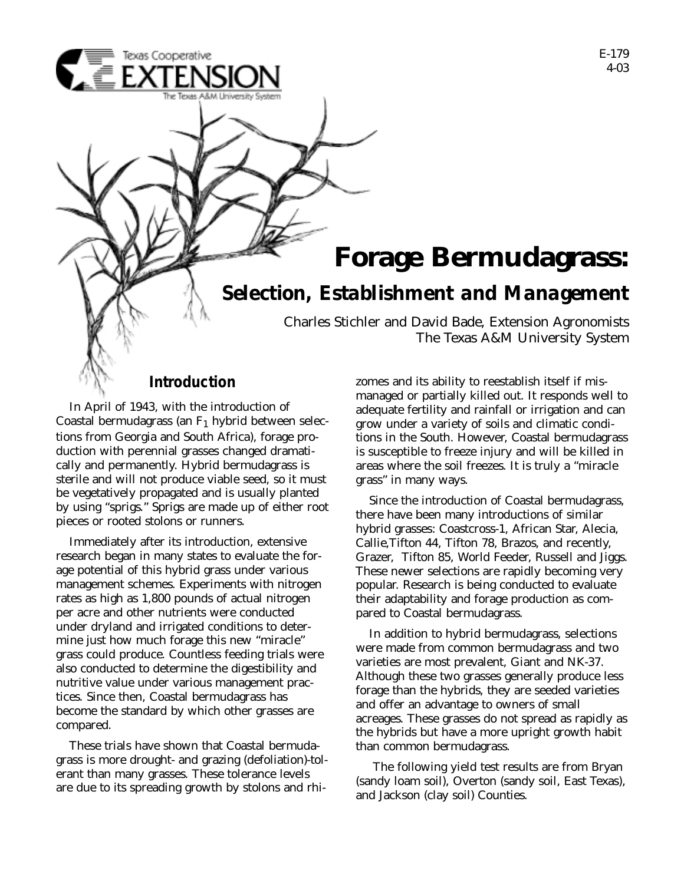Texas Cooperative EXTENSION
The Texas A&M University System

E-179
4-03

# Forage Bermudagrass:

## Selection, Establishment and Management

Charles Stichler and David Bade, Extension Agronomists
The Texas A&M University System

### Introduction

In April of 1943, with the introduction of Coastal bermudagrass (an $F_1$ hybrid between selections from Georgia and South Africa), forage production with perennial grasses changed dramatically and permanently. Hybrid bermudagrass is sterile and will not produce viable seed, so it must be vegetatively propagated and is usually planted by using "sprigs." Sprigs are made up of either root pieces or rooted stolons or runners.

Immediately after its introduction, extensive research began in many states to evaluate the forage potential of this hybrid grass under various management schemes. Experiments with nitrogen rates as high as 1,800 pounds of actual nitrogen per acre and other nutrients were conducted under dryland and irrigated conditions to determine just how much forage this new "miracle" grass could produce. Countless feeding trials were also conducted to determine the digestibility and nutritive value under various management practices. Since then, Coastal bermudagrass has become the standard by which other grasses are compared.

These trials have shown that Coastal bermudagrass is more drought- and grazing (defoliation)-tolerant than many grasses. These tolerance levels are due to its spreading growth by stolons and rhizomes and its ability to reestablish itself if mismanaged or partially killed out. It responds well to adequate fertility and rainfall or irrigation and can grow under a variety of soils and climatic conditions in the South. However, Coastal bermudagrass is susceptible to freeze injury and will be killed in areas where the soil freezes. It is truly a "miracle grass" in many ways.

Since the introduction of Coastal bermudagrass, there have been many introductions of similar hybrid grasses: Coastcross-1, African Star, Alecia, Callie,Tifton 44, Tifton 78, Brazos, and recently, Grazer, Tifton 85, World Feeder, Russell and Jiggs. These newer selections are rapidly becoming very popular. Research is being conducted to evaluate their adaptability and forage production as compared to Coastal bermudagrass.

In addition to hybrid bermudagrass, selections were made from common bermudagrass and two varieties are most prevalent, Giant and NK-37. Although these two grasses generally produce less forage than the hybrids, they are seeded varieties and offer an advantage to owners of small acreages. These grasses do not spread as rapidly as the hybrids but have a more upright growth habit than common bermudagrass.

The following yield test results are from Bryan (sandy loam soil), Overton (sandy soil, East Texas), and Jackson (clay soil) Counties.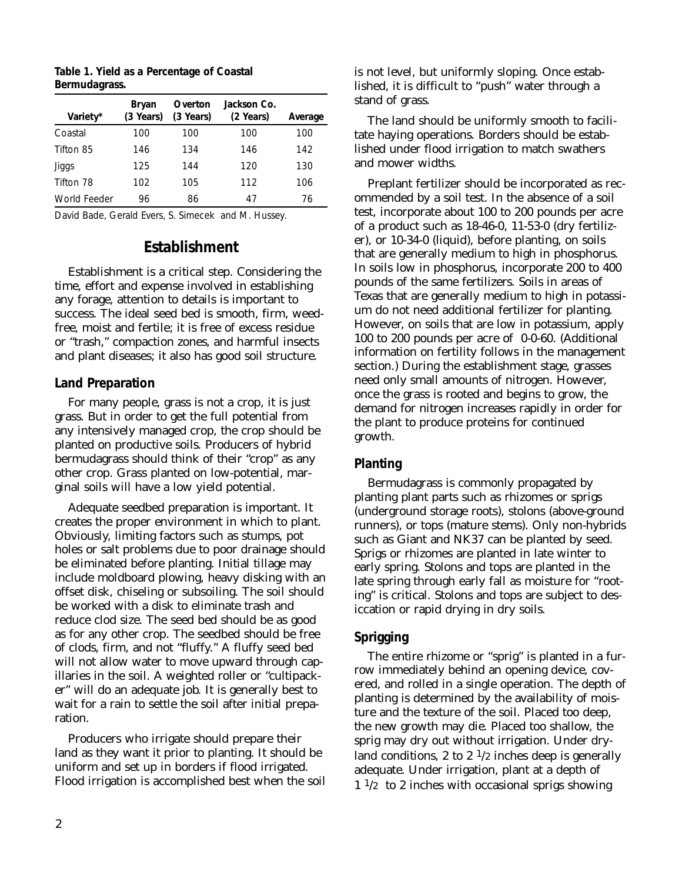**Table 1. Yield as a Percentage of Coastal Bermudagrass.**

| Variety* | Bryan (3 Years) | Overton (3 Years) | Jackson Co. (2 Years) | Average |
|---|---|---|---|---|
| Coastal | 100 | 100 | 100 | 100 |
| Tifton 85 | 146 | 134 | 146 | 142 |
| Jiggs | 125 | 144 | 120 | 130 |
| Tifton 78 | 102 | 105 | 112 | 106 |
| World Feeder | 96 | 86 | 47 | 76 |

David Bade, Gerald Evers, S. Simecek and M. Hussey.

## Establishment

Establishment is a critical step. Considering the time, effort and expense involved in establishing any forage, attention to details is important to success. The ideal seed bed is smooth, firm, weed-free, moist and fertile; it is free of excess residue or "trash," compaction zones, and harmful insects and plant diseases; it also has good soil structure.

### Land Preparation

For many people, grass is not a crop, it is just grass. But in order to get the full potential from any intensively managed crop, the crop should be planted on productive soils. Producers of hybrid bermudagrass should think of their "crop" as any other crop. Grass planted on low-potential, marginal soils will have a low yield potential.

Adequate seedbed preparation is important. It creates the proper environment in which to plant. Obviously, limiting factors such as stumps, pot holes or salt problems due to poor drainage should be eliminated before planting. Initial tillage may include moldboard plowing, heavy disking with an offset disk, chiseling or subsoiling. The soil should be worked with a disk to eliminate trash and reduce clod size. The seed bed should be as good as for any other crop. The seedbed should be free of clods, firm, and not "fluffy." A fluffy seed bed will not allow water to move upward through capillaries in the soil. A weighted roller or "cultipacker" will do an adequate job. It is generally best to wait for a rain to settle the soil after initial preparation.

Producers who irrigate should prepare their land as they want it prior to planting. It should be uniform and set up in borders if flood irrigated. Flood irrigation is accomplished best when the soil is not level, but uniformly sloping. Once established, it is difficult to "push" water through a stand of grass.

The land should be uniformly smooth to facilitate haying operations. Borders should be established under flood irrigation to match swathers and mower widths.

Preplant fertilizer should be incorporated as recommended by a soil test. In the absence of a soil test, incorporate about 100 to 200 pounds per acre of a product such as 18-46-0, 11-53-0 (dry fertilizer), or 10-34-0 (liquid), before planting, on soils that are generally medium to high in phosphorus. In soils low in phosphorus, incorporate 200 to 400 pounds of the same fertilizers. Soils in areas of Texas that are generally medium to high in potassium do not need additional fertilizer for planting. However, on soils that are low in potassium, apply 100 to 200 pounds per acre of 0-0-60. (Additional information on fertility follows in the management section.) During the establishment stage, grasses need only small amounts of nitrogen. However, once the grass is rooted and begins to grow, the demand for nitrogen increases rapidly in order for the plant to produce proteins for continued growth.

### Planting

Bermudagrass is commonly propagated by planting plant parts such as rhizomes or sprigs (underground storage roots), stolons (above-ground runners), or tops (mature stems). Only non-hybrids such as Giant and NK37 can be planted by seed. Sprigs or rhizomes are planted in late winter to early spring. Stolons and tops are planted in the late spring through early fall as moisture for "rooting" is critical. Stolons and tops are subject to desiccation or rapid drying in dry soils.

### Sprigging

The entire rhizome or "sprig" is planted in a furrow immediately behind an opening device, covered, and rolled in a single operation. The depth of planting is determined by the availability of moisture and the texture of the soil. Placed too deep, the new growth may die. Placed too shallow, the sprig may dry out without irrigation. Under dryland conditions, 2 to 2 1/2 inches deep is generally adequate. Under irrigation, plant at a depth of 1 1/2 to 2 inches with occasional sprigs showing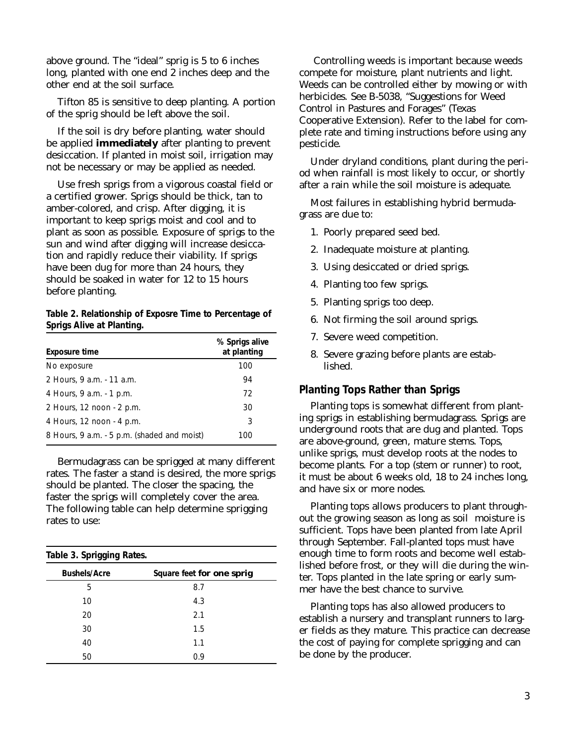above ground. The "ideal" sprig is 5 to 6 inches long, planted with one end 2 inches deep and the other end at the soil surface.

Tifton 85 is sensitive to deep planting. A portion of the sprig should be left above the soil.

If the soil is dry before planting, water should be applied **immediately** after planting to prevent desiccation. If planted in moist soil, irrigation may not be necessary or may be applied as needed.

Use fresh sprigs from a vigorous coastal field or a certified grower. Sprigs should be thick, tan to amber-colored, and crisp. After digging, it is important to keep sprigs moist and cool and to plant as soon as possible. Exposure of sprigs to the sun and wind after digging will increase desiccation and rapidly reduce their viability. If sprigs have been dug for more than 24 hours, they should be soaked in water for 12 to 15 hours before planting.

**Table 2. Relationship of Exposre Time to Percentage of Sprigs Alive at Planting.**

| Exposure time | % Sprigs alive at planting |
|---|---|
| No exposure | 100 |
| 2 Hours, 9 a.m. - 11 a.m. | 94 |
| 4 Hours, 9 a.m. - 1 p.m. | 72 |
| 2 Hours, 12 noon - 2 p.m. | 30 |
| 4 Hours, 12 noon - 4 p.m. | 3 |
| 8 Hours, 9 a.m. - 5 p.m. (shaded and moist) | 100 |

Bermudagrass can be sprigged at many different rates. The faster a stand is desired, the more sprigs should be planted. The closer the spacing, the faster the sprigs will completely cover the area. The following table can help determine sprigging rates to use:

**Table 3. Sprigging Rates.**

| Bushels/Acre | Square feet for one sprig |
|---|---|
| 5 | 8.7 |
| 10 | 4.3 |
| 20 | 2.1 |
| 30 | 1.5 |
| 40 | 1.1 |
| 50 | 0.9 |

Controlling weeds is important because weeds compete for moisture, plant nutrients and light. Weeds can be controlled either by mowing or with herbicides. See B-5038, "Suggestions for Weed Control in Pastures and Forages" (Texas Cooperative Extension). Refer to the label for complete rate and timing instructions before using any pesticide.

Under dryland conditions, plant during the period when rainfall is most likely to occur, or shortly after a rain while the soil moisture is adequate.

Most failures in establishing hybrid bermudagrass are due to:

1. Poorly prepared seed bed.
2. Inadequate moisture at planting.
3. Using desiccated or dried sprigs.
4. Planting too few sprigs.
5. Planting sprigs too deep.
6. Not firming the soil around sprigs.
7. Severe weed competition.
8. Severe grazing before plants are established.

## Planting Tops Rather than Sprigs

Planting tops is somewhat different from planting sprigs in establishing bermudagrass. Sprigs are underground roots that are dug and planted. Tops are above-ground, green, mature stems. Tops, unlike sprigs, must develop roots at the nodes to become plants. For a top (stem or runner) to root, it must be about 6 weeks old, 18 to 24 inches long, and have six or more nodes.

Planting tops allows producers to plant throughout the growing season as long as soil moisture is sufficient. Tops have been planted from late April through September. Fall-planted tops must have enough time to form roots and become well established before frost, or they will die during the winter. Tops planted in the late spring or early summer have the best chance to survive.

Planting tops has also allowed producers to establish a nursery and transplant runners to larger fields as they mature. This practice can decrease the cost of paying for complete sprigging and can be done by the producer.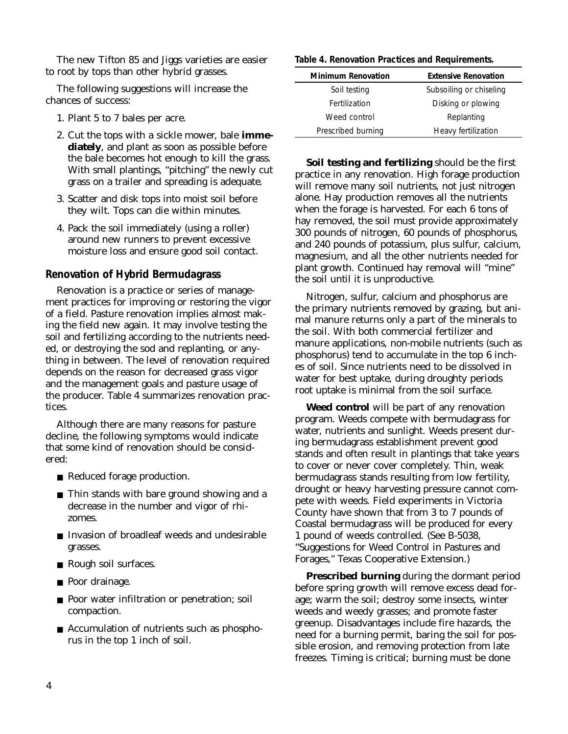The new Tifton 85 and Jiggs varieties are easier to root by tops than other hybrid grasses.

The following suggestions will increase the chances of success:

1. Plant 5 to 7 bales per acre.
2. Cut the tops with a sickle mower, bale **immediately**, and plant as soon as possible before the bale becomes hot enough to kill the grass. With small plantings, "pitching" the newly cut grass on a trailer and spreading is adequate.
3. Scatter and disk tops into moist soil before they wilt. Tops can die within minutes.
4. Pack the soil immediately (using a roller) around new runners to prevent excessive moisture loss and ensure good soil contact.

## Renovation of Hybrid Bermudagrass

Renovation is a practice or series of management practices for improving or restoring the vigor of a field. Pasture renovation implies almost making the field new again. It may involve testing the soil and fertilizing according to the nutrients needed, or destroying the sod and replanting, or anything in between. The level of renovation required depends on the reason for decreased grass vigor and the management goals and pasture usage of the producer. Table 4 summarizes renovation practices.

Although there are many reasons for pasture decline, the following symptoms would indicate that some kind of renovation should be considered:

- Reduced forage production.
- Thin stands with bare ground showing and a decrease in the number and vigor of rhizomes.
- Invasion of broadleaf weeds and undesirable grasses.
- Rough soil surfaces.
- Poor drainage.
- Poor water infiltration or penetration; soil compaction.
- Accumulation of nutrients such as phosphorus in the top 1 inch of soil.

**Table 4. Renovation Practices and Requirements.**

| Minimum Renovation | Extensive Renovation |
|---|---|
| Soil testing | Subsoiling or chiseling |
| Fertilization | Disking or plowing |
| Weed control | Replanting |
| Prescribed burning | Heavy fertilization |

**Soil testing and fertilizing** should be the first practice in any renovation. High forage production will remove many soil nutrients, not just nitrogen alone. Hay production removes all the nutrients when the forage is harvested. For each 6 tons of hay removed, the soil must provide approximately 300 pounds of nitrogen, 60 pounds of phosphorus, and 240 pounds of potassium, plus sulfur, calcium, magnesium, and all the other nutrients needed for plant growth. Continued hay removal will "mine" the soil until it is unproductive.

Nitrogen, sulfur, calcium and phosphorus are the primary nutrients removed by grazing, but animal manure returns only a part of the minerals to the soil. With both commercial fertilizer and manure applications, non-mobile nutrients (such as phosphorus) tend to accumulate in the top 6 inches of soil. Since nutrients need to be dissolved in water for best uptake, during droughty periods root uptake is minimal from the soil surface.

**Weed control** will be part of any renovation program. Weeds compete with bermudagrass for water, nutrients and sunlight. Weeds present during bermudagrass establishment prevent good stands and often result in plantings that take years to cover or never cover completely. Thin, weak bermudagrass stands resulting from low fertility, drought or heavy harvesting pressure cannot compete with weeds. Field experiments in Victoria County have shown that from 3 to 7 pounds of Coastal bermudagrass will be produced for every 1 pound of weeds controlled. (See B-5038, "Suggestions for Weed Control in Pastures and Forages," Texas Cooperative Extension.)

**Prescribed burning** during the dormant period before spring growth will remove excess dead forage; warm the soil; destroy some insects, winter weeds and weedy grasses; and promote faster greenup. Disadvantages include fire hazards, the need for a burning permit, baring the soil for possible erosion, and removing protection from late freezes. Timing is critical; burning must be done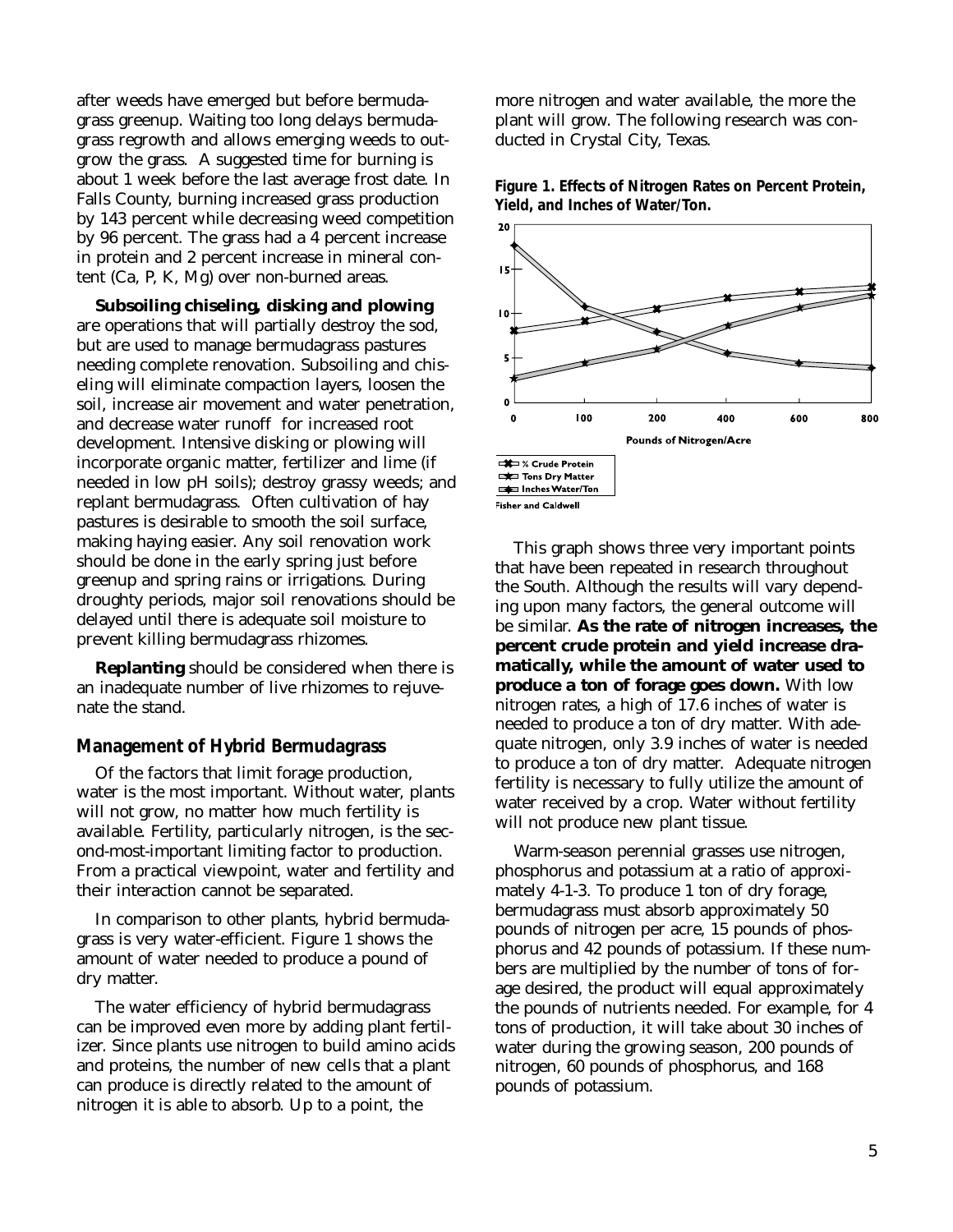after weeds have emerged but before bermudagrass greenup. Waiting too long delays bermudagrass regrowth and allows emerging weeds to outgrow the grass. A suggested time for burning is about 1 week before the last average frost date. In Falls County, burning increased grass production by 143 percent while decreasing weed competition by 96 percent. The grass had a 4 percent increase in protein and 2 percent increase in mineral content (Ca, P, K, Mg) over non-burned areas.

**Subsoiling chiseling, disking and plowing** are operations that will partially destroy the sod, but are used to manage bermudagrass pastures needing complete renovation. Subsoiling and chiseling will eliminate compaction layers, loosen the soil, increase air movement and water penetration, and decrease water runoff for increased root development. Intensive disking or plowing will incorporate organic matter, fertilizer and lime (if needed in low pH soils); destroy grassy weeds; and replant bermudagrass. Often cultivation of hay pastures is desirable to smooth the soil surface, making haying easier. Any soil renovation work should be done in the early spring just before greenup and spring rains or irrigations. During droughty periods, major soil renovations should be delayed until there is adequate soil moisture to prevent killing bermudagrass rhizomes.

**Replanting** should be considered when there is an inadequate number of live rhizomes to rejuvenate the stand.

## Management of Hybrid Bermudagrass

Of the factors that limit forage production, water is the most important. Without water, plants will not grow, no matter how much fertility is available. Fertility, particularly nitrogen, is the second-most-important limiting factor to production. From a practical viewpoint, water and fertility and their interaction cannot be separated.

In comparison to other plants, hybrid bermudagrass is very water-efficient. Figure 1 shows the amount of water needed to produce a pound of dry matter.

The water efficiency of hybrid bermudagrass can be improved even more by adding plant fertilizer. Since plants use nitrogen to build amino acids and proteins, the number of new cells that a plant can produce is directly related to the amount of nitrogen it is able to absorb. Up to a point, the more nitrogen and water available, the more the plant will grow. The following research was conducted in Crystal City, Texas.

**Figure 1. Effects of Nitrogen Rates on Percent Protein, Yield, and Inches of Water/Ton.**

Fisher and Caldwell

This graph shows three very important points that have been repeated in research throughout the South. Although the results will vary depending upon many factors, the general outcome will be similar. **As the rate of nitrogen increases, the percent crude protein and yield increase dramatically, while the amount of water used to produce a ton of forage goes down.** With low nitrogen rates, a high of 17.6 inches of water is needed to produce a ton of dry matter. With adequate nitrogen, only 3.9 inches of water is needed to produce a ton of dry matter. Adequate nitrogen fertility is necessary to fully utilize the amount of water received by a crop. Water without fertility will not produce new plant tissue.

Warm-season perennial grasses use nitrogen, phosphorus and potassium at a ratio of approximately 4-1-3. To produce 1 ton of dry forage, bermudagrass must absorb approximately 50 pounds of nitrogen per acre, 15 pounds of phosphorus and 42 pounds of potassium. If these numbers are multiplied by the number of tons of forage desired, the product will equal approximately the pounds of nutrients needed. For example, for 4 tons of production, it will take about 30 inches of water during the growing season, 200 pounds of nitrogen, 60 pounds of phosphorus, and 168 pounds of potassium.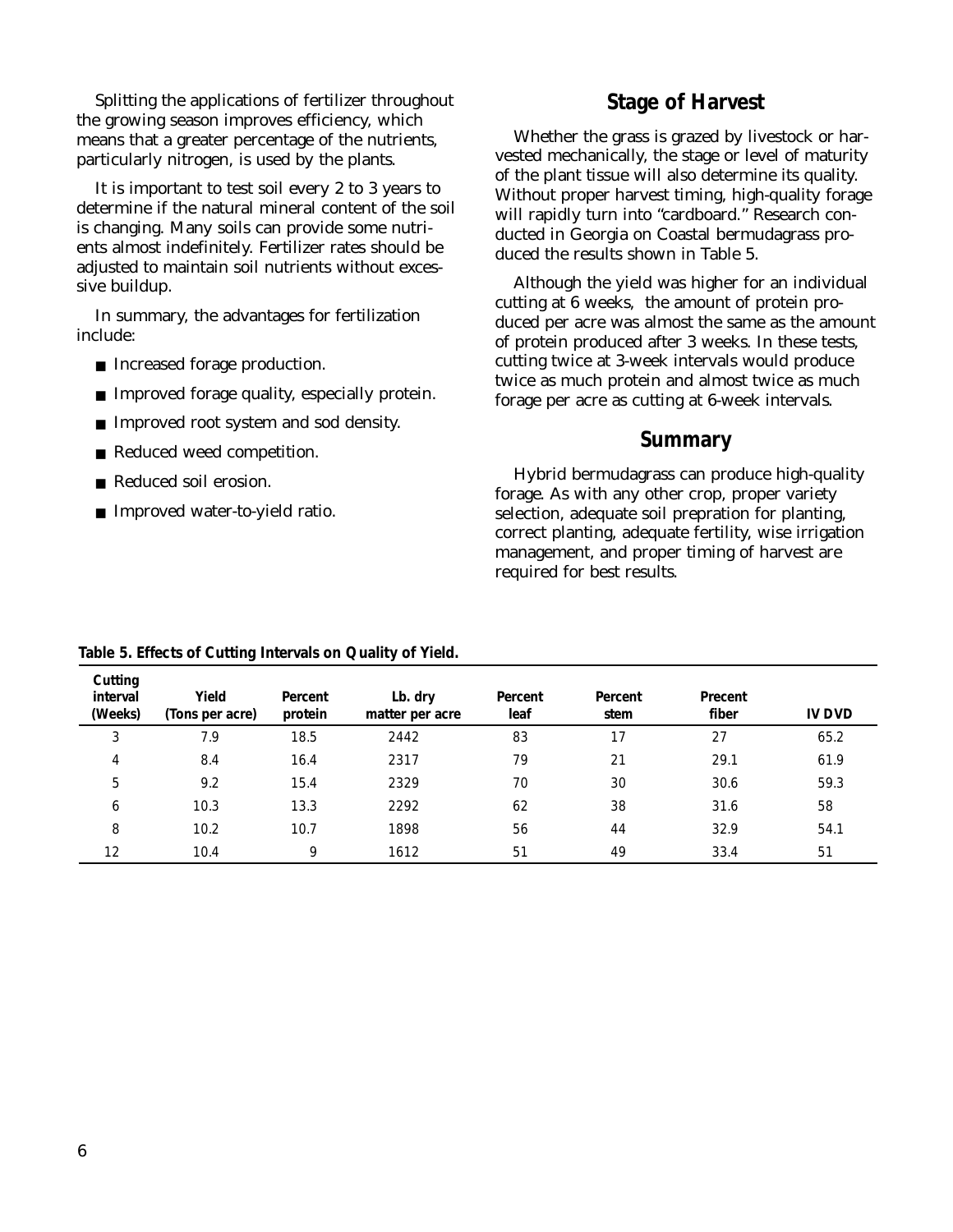Splitting the applications of fertilizer throughout the growing season improves efficiency, which means that a greater percentage of the nutrients, particularly nitrogen, is used by the plants.

It is important to test soil every 2 to 3 years to determine if the natural mineral content of the soil is changing. Many soils can provide some nutrients almost indefinitely. Fertilizer rates should be adjusted to maintain soil nutrients without excessive buildup.

In summary, the advantages for fertilization include:

- Increased forage production.
- Improved forage quality, especially protein.
- Improved root system and sod density.
- Reduced weed competition.
- Reduced soil erosion.
- Improved water-to-yield ratio.

## Stage of Harvest

Whether the grass is grazed by livestock or harvested mechanically, the stage or level of maturity of the plant tissue will also determine its quality. Without proper harvest timing, high-quality forage will rapidly turn into "cardboard." Research conducted in Georgia on Coastal bermudagrass produced the results shown in Table 5.

Although the yield was higher for an individual cutting at 6 weeks, the amount of protein produced per acre was almost the same as the amount of protein produced after 3 weeks. In these tests, cutting twice at 3-week intervals would produce twice as much protein and almost twice as much forage per acre as cutting at 6-week intervals.

## Summary

Hybrid bermudagrass can produce high-quality forage. As with any other crop, proper variety selection, adequate soil prepration for planting, correct planting, adequate fertility, wise irrigation management, and proper timing of harvest are required for best results.

**Table 5. Effects of Cutting Intervals on Quality of Yield.**

| Cutting interval (Weeks) | Yield (Tons per acre) | Percent protein | Lb. dry matter per acre | Percent leaf | Percent stem | Precent fiber | IV DVD |
|---|---|---|---|---|---|---|---|
| 3 | 7.9 | 18.5 | 2442 | 83 | 17 | 27 | 65.2 |
| 4 | 8.4 | 16.4 | 2317 | 79 | 21 | 29.1 | 61.9 |
| 5 | 9.2 | 15.4 | 2329 | 70 | 30 | 30.6 | 59.3 |
| 6 | 10.3 | 13.3 | 2292 | 62 | 38 | 31.6 | 58 |
| 8 | 10.2 | 10.7 | 1898 | 56 | 44 | 32.9 | 54.1 |
| 12 | 10.4 | 9 | 1612 | 51 | 49 | 33.4 | 51 |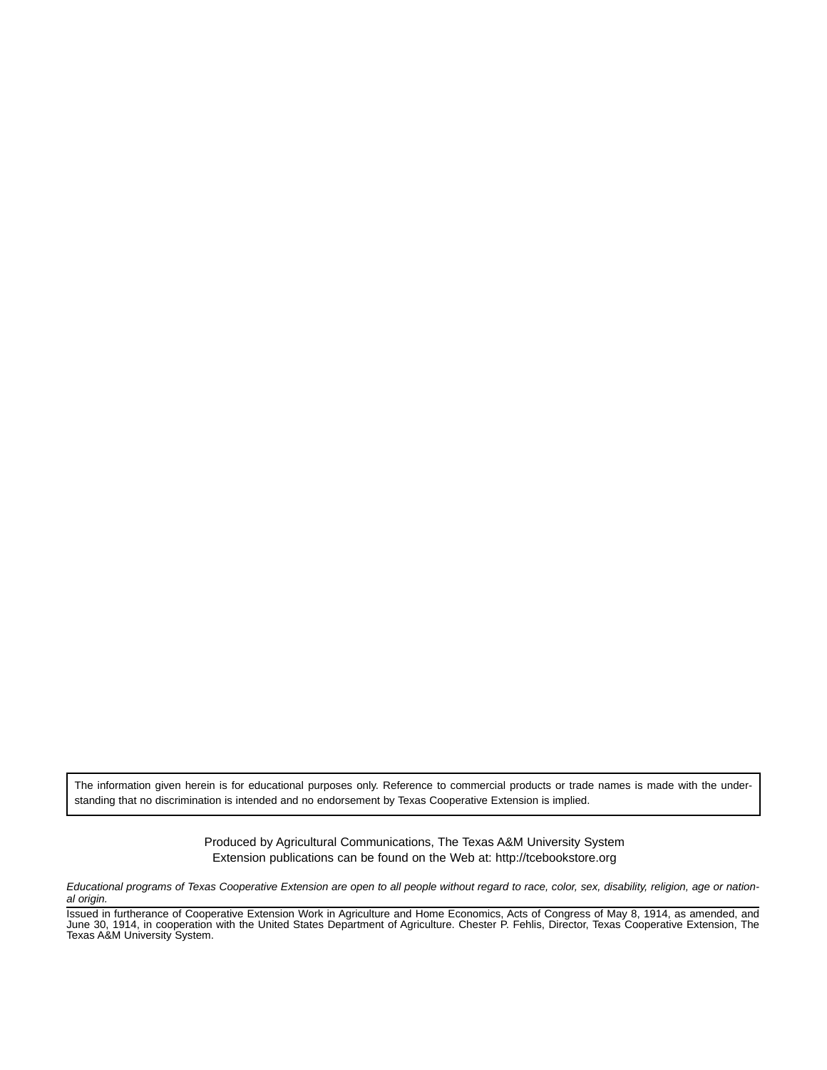The information given herein is for educational purposes only. Reference to commercial products or trade names is made with the understanding that no discrimination is intended and no endorsement by Texas Cooperative Extension is implied.

Produced by Agricultural Communications, The Texas A&M University System
Extension publications can be found on the Web at: http://tcebookstore.org

*Educational programs of Texas Cooperative Extension are open to all people without regard to race, color, sex, disability, religion, age or national origin.*

Issued in furtherance of Cooperative Extension Work in Agriculture and Home Economics, Acts of Congress of May 8, 1914, as amended, and June 30, 1914, in cooperation with the United States Department of Agriculture. Chester P. Fehlis, Director, Texas Cooperative Extension, The Texas A&M University System.